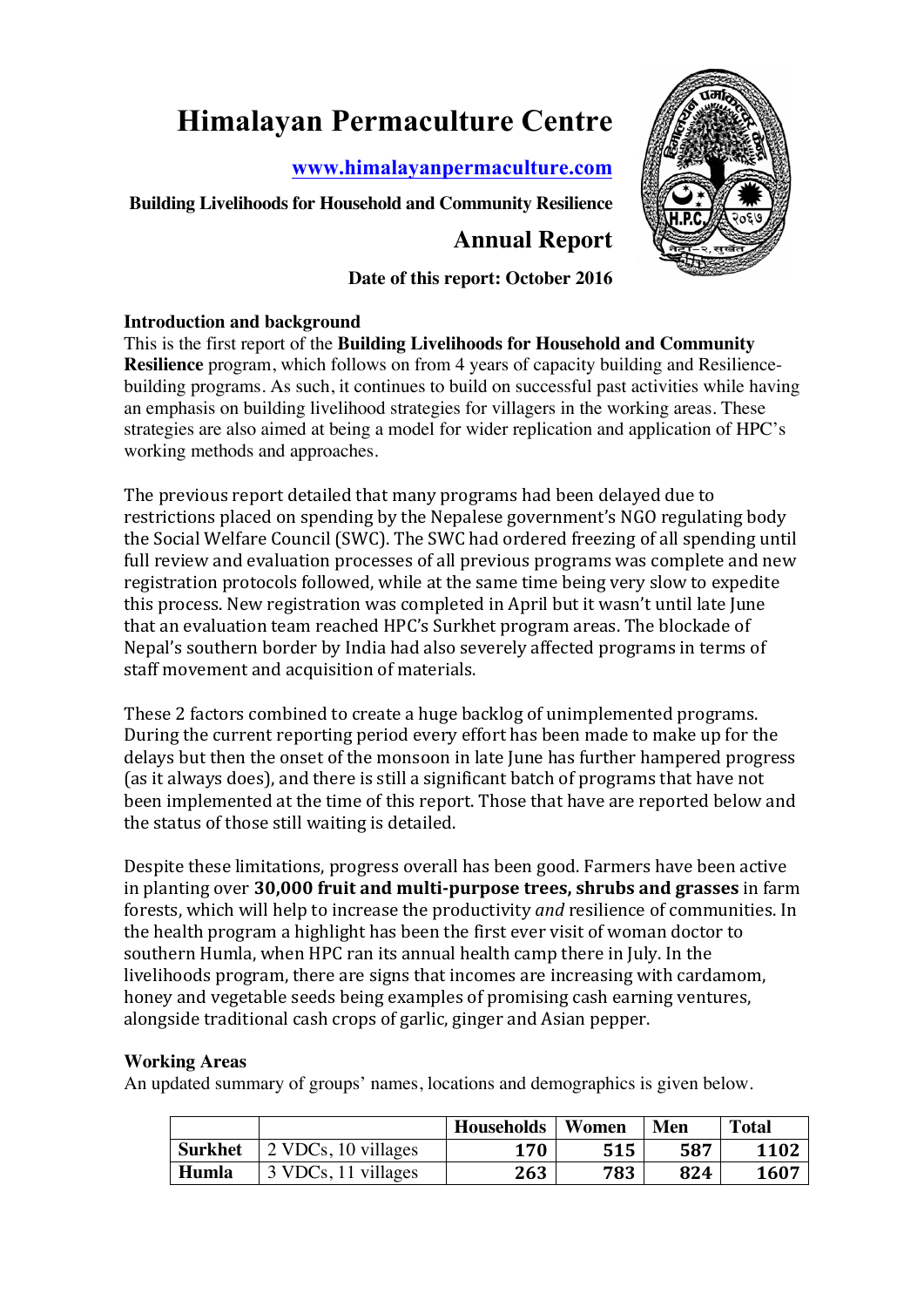# Himalayan Permaculture Centre

**www.himalayanpermaculture.com**

**Building Livelihoods for Household and Community Resilience**

## Annual Report

**Date of this report: October 2016**

### Introduction and background

This is the first report of the **Building Livelihoods for Household and Community Resilience** program, which follows on from 4 years of capacity building and Resilience-building programs. As such, it continues to build on successful past activities while having an emphasis on building livelihood strategies for villagers in the working areas. These strategies are also aimed at being a model for wider replication and application of HPC's working methods and approaches.

The previous report detailed that many programs had been delayed due to restrictions placed on spending by the Nepalese government's NGO regulating body the Social Welfare Council (SWC). The SWC had ordered freezing of all spending until full review and evaluation processes of all previous programs was complete and new registration protocols followed, while at the same time being very slow to expedite this process. New registration was completed in April but it wasn't until late June that an evaluation team reached HPC's Surkhet program areas. The blockade of Nepal's southern border by India had also severely affected programs in terms of staff movement and acquisition of materials.

These 2 factors combined to create a huge backlog of unimplemented programs. During the current reporting period every effort has been made to make up for the delays but then the onset of the monsoon in late June has further hampered progress (as it always does), and there is still a significant batch of programs that have not been implemented at the time of this report. Those that have are reported below and the status of those still waiting is detailed.

Despite these limitations, progress overall has been good. Farmers have been active in planting over **30,000 fruit and multi-purpose trees, shrubs and grasses** in farm forests, which will help to increase the productivity *and* resilience of communities. In the health program a highlight has been the first ever visit of woman doctor to southern Humla, when HPC ran its annual health camp there in July. In the livelihoods program, there are signs that incomes are increasing with cardamom, honey and vegetable seeds being examples of promising cash earning ventures, alongside traditional cash crops of garlic, ginger and Asian pepper.

### Working Areas

An updated summary of groups' names, locations and demographics is given below.

| | | Households | Women | Men | Total |
|---|---|---|---|---|---|
| **Surkhet** | 2 VDCs, 10 villages | 170 | 515 | 587 | 1102 |
| **Humla** | 3 VDCs, 11 villages | 263 | 783 | 824 | 1607 |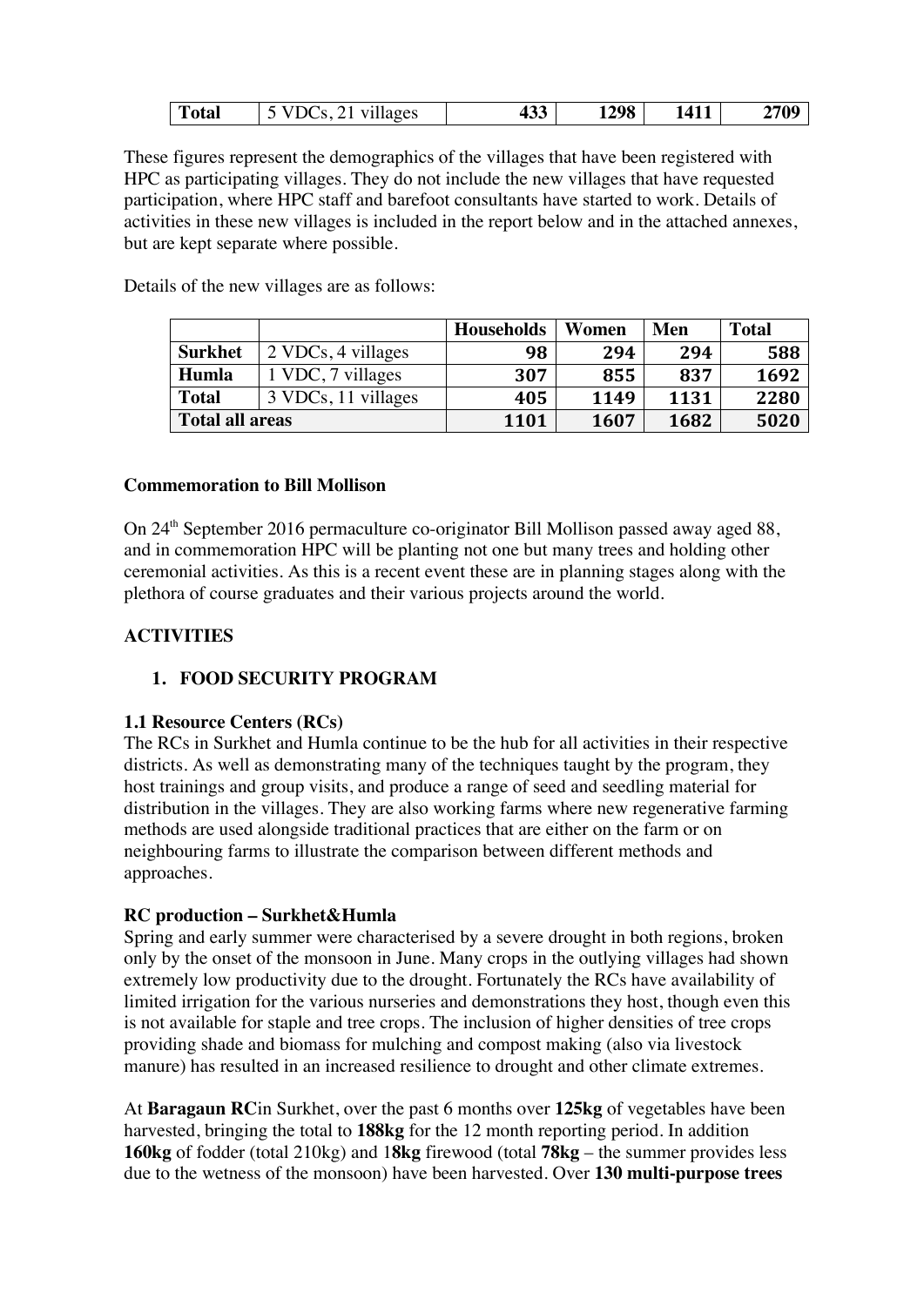| Total | 5 VDCs, 21 villages | 433 | 1298 | 1411 | 2709 |
|---|---|---|---|---|---|

These figures represent the demographics of the villages that have been registered with HPC as participating villages. They do not include the new villages that have requested participation, where HPC staff and barefoot consultants have started to work. Details of activities in these new villages is included in the report below and in the attached annexes, but are kept separate where possible.

Details of the new villages are as follows:

| | | Households | Women | Men | Total |
|---|---|---|---|---|---|
| **Surkhet** | 2 VDCs, 4 villages | 98 | 294 | 294 | 588 |
| **Humla** | 1 VDC, 7 villages | 307 | 855 | 837 | 1692 |
| **Total** | 3 VDCs, 11 villages | 405 | 1149 | 1131 | 2280 |
| **Total all areas** | | 1101 | 1607 | 1682 | 5020 |

**Commemoration to Bill Mollison**

On 24th September 2016 permaculture co-originator Bill Mollison passed away aged 88, and in commemoration HPC will be planting not one but many trees and holding other ceremonial activities. As this is a recent event these are in planning stages along with the plethora of course graduates and their various projects around the world.

## ACTIVITIES

### 1. FOOD SECURITY PROGRAM

**1.1 Resource Centers (RCs)**

The RCs in Surkhet and Humla continue to be the hub for all activities in their respective districts. As well as demonstrating many of the techniques taught by the program, they host trainings and group visits, and produce a range of seed and seedling material for distribution in the villages. They are also working farms where new regenerative farming methods are used alongside traditional practices that are either on the farm or on neighbouring farms to illustrate the comparison between different methods and approaches.

**RC production – Surkhet&Humla**

Spring and early summer were characterised by a severe drought in both regions, broken only by the onset of the monsoon in June. Many crops in the outlying villages had shown extremely low productivity due to the drought. Fortunately the RCs have availability of limited irrigation for the various nurseries and demonstrations they host, though even this is not available for staple and tree crops. The inclusion of higher densities of tree crops providing shade and biomass for mulching and compost making (also via livestock manure) has resulted in an increased resilience to drought and other climate extremes.

At **Baragaun RC**in Surkhet, over the past 6 months over **125kg** of vegetables have been harvested, bringing the total to **188kg** for the 12 month reporting period. In addition **160kg** of fodder (total 210kg) and 1**8kg** firewood (total **78kg** – the summer provides less due to the wetness of the monsoon) have been harvested. Over **130 multi-purpose trees**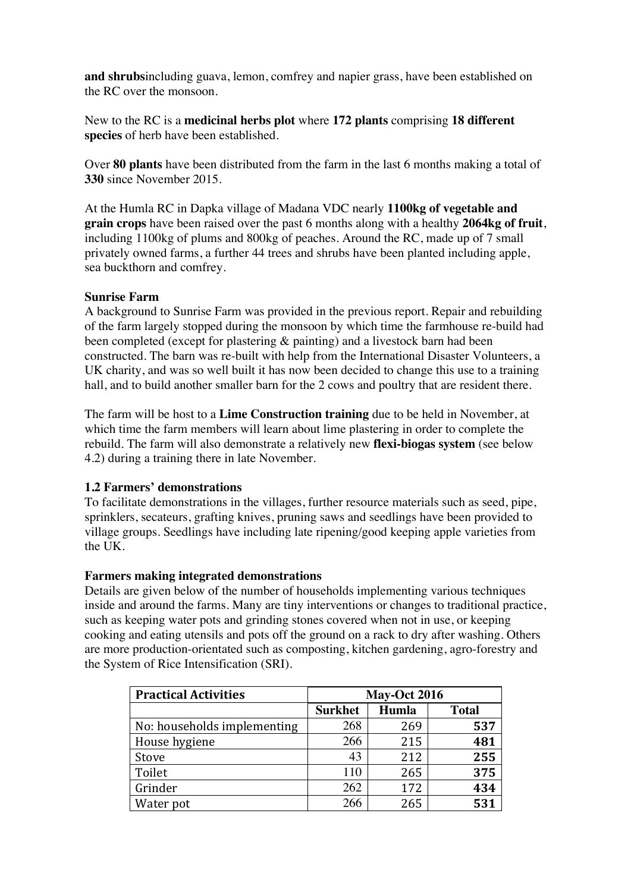**and shrubs**including guava, lemon, comfrey and napier grass, have been established on the RC over the monsoon.

New to the RC is a **medicinal herbs plot** where **172 plants** comprising **18 different species** of herb have been established.

Over **80 plants** have been distributed from the farm in the last 6 months making a total of **330** since November 2015.

At the Humla RC in Dapka village of Madana VDC nearly **1100kg of vegetable and grain crops** have been raised over the past 6 months along with a healthy **2064kg of fruit**, including 1100kg of plums and 800kg of peaches. Around the RC, made up of 7 small privately owned farms, a further 44 trees and shrubs have been planted including apple, sea buckthorn and comfrey.

**Sunrise Farm**

A background to Sunrise Farm was provided in the previous report. Repair and rebuilding of the farm largely stopped during the monsoon by which time the farmhouse re-build had been completed (except for plastering & painting) and a livestock barn had been constructed. The barn was re-built with help from the International Disaster Volunteers, a UK charity, and was so well built it has now been decided to change this use to a training hall, and to build another smaller barn for the 2 cows and poultry that are resident there.

The farm will be host to a **Lime Construction training** due to be held in November, at which time the farm members will learn about lime plastering in order to complete the rebuild. The farm will also demonstrate a relatively new **flexi-biogas system** (see below 4.2) during a training there in late November.

### 1.2 Farmers' demonstrations

To facilitate demonstrations in the villages, further resource materials such as seed, pipe, sprinklers, secateurs, grafting knives, pruning saws and seedlings have been provided to village groups. Seedlings have including late ripening/good keeping apple varieties from the UK.

**Farmers making integrated demonstrations**

Details are given below of the number of households implementing various techniques inside and around the farms. Many are tiny interventions or changes to traditional practice, such as keeping water pots and grinding stones covered when not in use, or keeping cooking and eating utensils and pots off the ground on a rack to dry after washing. Others are more production-orientated such as composting, kitchen gardening, agro-forestry and the System of Rice Intensification (SRI).

| **Practical Activities** | **May-Oct 2016** | | |
|---|---|---|---|
| | **Surkhet** | **Humla** | **Total** |
| No: households implementing | 268 | 269 | **537** |
| House hygiene | 266 | 215 | **481** |
| Stove | 43 | 212 | **255** |
| Toilet | 110 | 265 | **375** |
| Grinder | 262 | 172 | **434** |
| Water pot | 266 | 265 | **531** |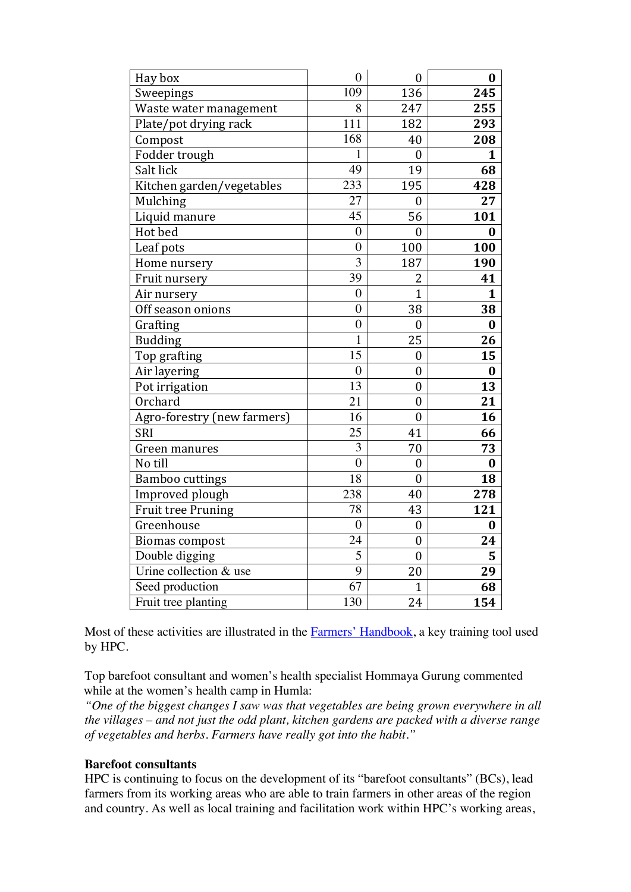| Hay box | 0 | 0 | **0** |
|---|---|---|---|
| Sweepings | 109 | 136 | **245** |
| Waste water management | 8 | 247 | **255** |
| Plate/pot drying rack | 111 | 182 | **293** |
| Compost | 168 | 40 | **208** |
| Fodder trough | 1 | 0 | **1** |
| Salt lick | 49 | 19 | **68** |
| Kitchen garden/vegetables | 233 | 195 | **428** |
| Mulching | 27 | 0 | **27** |
| Liquid manure | 45 | 56 | **101** |
| Hot bed | 0 | 0 | **0** |
| Leaf pots | 0 | 100 | **100** |
| Home nursery | 3 | 187 | **190** |
| Fruit nursery | 39 | 2 | **41** |
| Air nursery | 0 | 1 | **1** |
| Off season onions | 0 | 38 | **38** |
| Grafting | 0 | 0 | **0** |
| Budding | 1 | 25 | **26** |
| Top grafting | 15 | 0 | **15** |
| Air layering | 0 | 0 | **0** |
| Pot irrigation | 13 | 0 | **13** |
| Orchard | 21 | 0 | **21** |
| Agro-forestry (new farmers) | 16 | 0 | **16** |
| SRI | 25 | 41 | **66** |
| Green manures | 3 | 70 | **73** |
| No till | 0 | 0 | **0** |
| Bamboo cuttings | 18 | 0 | **18** |
| Improved plough | 238 | 40 | **278** |
| Fruit tree Pruning | 78 | 43 | **121** |
| Greenhouse | 0 | 0 | **0** |
| Biomas compost | 24 | 0 | **24** |
| Double digging | 5 | 0 | **5** |
| Urine collection & use | 9 | 20 | **29** |
| Seed production | 67 | 1 | **68** |
| Fruit tree planting | 130 | 24 | **154** |

Most of these activities are illustrated in the Farmers' Handbook, a key training tool used by HPC.

Top barefoot consultant and women's health specialist Hommaya Gurung commented while at the women's health camp in Humla:
*"One of the biggest changes I saw was that vegetables are being grown everywhere in all the villages – and not just the odd plant, kitchen gardens are packed with a diverse range of vegetables and herbs. Farmers have really got into the habit."*

**Barefoot consultants**

HPC is continuing to focus on the development of its "barefoot consultants" (BCs), lead farmers from its working areas who are able to train farmers in other areas of the region and country. As well as local training and facilitation work within HPC's working areas,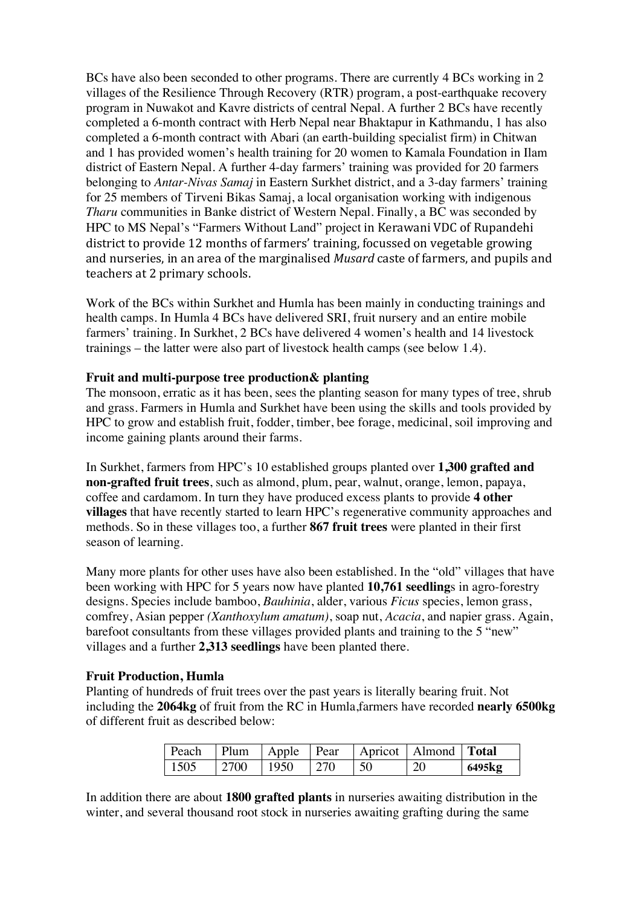BCs have also been seconded to other programs. There are currently 4 BCs working in 2 villages of the Resilience Through Recovery (RTR) program, a post-earthquake recovery program in Nuwakot and Kavre districts of central Nepal. A further 2 BCs have recently completed a 6-month contract with Herb Nepal near Bhaktapur in Kathmandu, 1 has also completed a 6-month contract with Abari (an earth-building specialist firm) in Chitwan and 1 has provided women's health training for 20 women to Kamala Foundation in Ilam district of Eastern Nepal. A further 4-day farmers' training was provided for 20 farmers belonging to *Antar-Nivas Samaj* in Eastern Surkhet district, and a 3-day farmers' training for 25 members of Tirveni Bikas Samaj, a local organisation working with indigenous *Tharu* communities in Banke district of Western Nepal. Finally, a BC was seconded by HPC to MS Nepal's "Farmers Without Land" project in Kerawani VDC of Rupandehi district to provide 12 months of farmers' training, focussed on vegetable growing and nurseries, in an area of the marginalised *Musard* caste of farmers, and pupils and teachers at 2 primary schools.

Work of the BCs within Surkhet and Humla has been mainly in conducting trainings and health camps. In Humla 4 BCs have delivered SRI, fruit nursery and an entire mobile farmers' training. In Surkhet, 2 BCs have delivered 4 women's health and 14 livestock trainings – the latter were also part of livestock health camps (see below 1.4).

**Fruit and multi-purpose tree production& planting**

The monsoon, erratic as it has been, sees the planting season for many types of tree, shrub and grass. Farmers in Humla and Surkhet have been using the skills and tools provided by HPC to grow and establish fruit, fodder, timber, bee forage, medicinal, soil improving and income gaining plants around their farms.

In Surkhet, farmers from HPC's 10 established groups planted over **1,300 grafted and non-grafted fruit trees**, such as almond, plum, pear, walnut, orange, lemon, papaya, coffee and cardamom. In turn they have produced excess plants to provide **4 other villages** that have recently started to learn HPC's regenerative community approaches and methods. So in these villages too, a further **867 fruit trees** were planted in their first season of learning.

Many more plants for other uses have also been established. In the "old" villages that have been working with HPC for 5 years now have planted **10,761 seedling**s in agro-forestry designs. Species include bamboo, *Bauhinia*, alder, various *Ficus* species, lemon grass, comfrey, Asian pepper *(Xanthoxylum amatum)*, soap nut, *Acacia*, and napier grass. Again, barefoot consultants from these villages provided plants and training to the 5 "new" villages and a further **2,313 seedlings** have been planted there.

**Fruit Production, Humla**

Planting of hundreds of fruit trees over the past years is literally bearing fruit. Not including the **2064kg** of fruit from the RC in Humla,farmers have recorded **nearly 6500kg** of different fruit as described below:

| Peach | Plum | Apple | Pear | Apricot | Almond | **Total** |
|---|---|---|---|---|---|---|
| 1505 | 2700 | 1950 | 270 | 50 | 20 | **6495kg** |

In addition there are about **1800 grafted plants** in nurseries awaiting distribution in the winter, and several thousand root stock in nurseries awaiting grafting during the same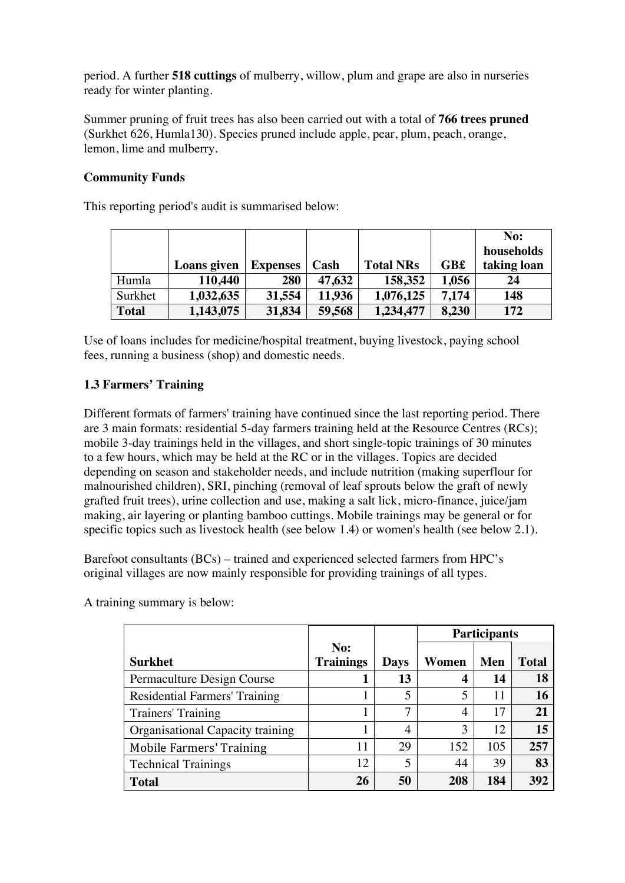period. A further **518 cuttings** of mulberry, willow, plum and grape are also in nurseries ready for winter planting.

Summer pruning of fruit trees has also been carried out with a total of **766 trees pruned** (Surkhet 626, Humla130). Species pruned include apple, pear, plum, peach, orange, lemon, lime and mulberry.

**Community Funds**

This reporting period's audit is summarised below:

| | Loans given | Expenses | Cash | Total NRs | GB£ | No: households taking loan |
|---|---|---|---|---|---|---|
| Humla | **110,440** | **280** | **47,632** | **158,352** | **1,056** | **24** |
| Surkhet | **1,032,635** | **31,554** | **11,936** | **1,076,125** | **7,174** | **148** |
| **Total** | **1,143,075** | **31,834** | **59,568** | **1,234,477** | **8,230** | **172** |

Use of loans includes for medicine/hospital treatment, buying livestock, paying school fees, running a business (shop) and domestic needs.

### 1.3 Farmers' Training

Different formats of farmers' training have continued since the last reporting period. There are 3 main formats: residential 5-day farmers training held at the Resource Centres (RCs); mobile 3-day trainings held in the villages, and short single-topic trainings of 30 minutes to a few hours, which may be held at the RC or in the villages. Topics are decided depending on season and stakeholder needs, and include nutrition (making superflour for malnourished children), SRI, pinching (removal of leaf sprouts below the graft of newly grafted fruit trees), urine collection and use, making a salt lick, micro-finance, juice/jam making, air layering or planting bamboo cuttings. Mobile trainings may be general or for specific topics such as livestock health (see below 1.4) or women's health (see below 2.1).

Barefoot consultants (BCs) – trained and experienced selected farmers from HPC's original villages are now mainly responsible for providing trainings of all types.

A training summary is below:

| | | | Participants | | |
|---|---|---|---|---|---|
| **Surkhet** | **No: Trainings** | **Days** | **Women** | **Men** | **Total** |
| Permaculture Design Course | **1** | **13** | **4** | **14** | **18** |
| Residential Farmers' Training | 1 | 5 | 5 | 11 | **16** |
| Trainers' Training | 1 | 7 | 4 | 17 | **21** |
| Organisational Capacity training | 1 | 4 | 3 | 12 | **15** |
| Mobile Farmers' Training | 11 | 29 | 152 | 105 | **257** |
| Technical Trainings | 12 | 5 | 44 | 39 | **83** |
| **Total** | **26** | **50** | **208** | **184** | **392** |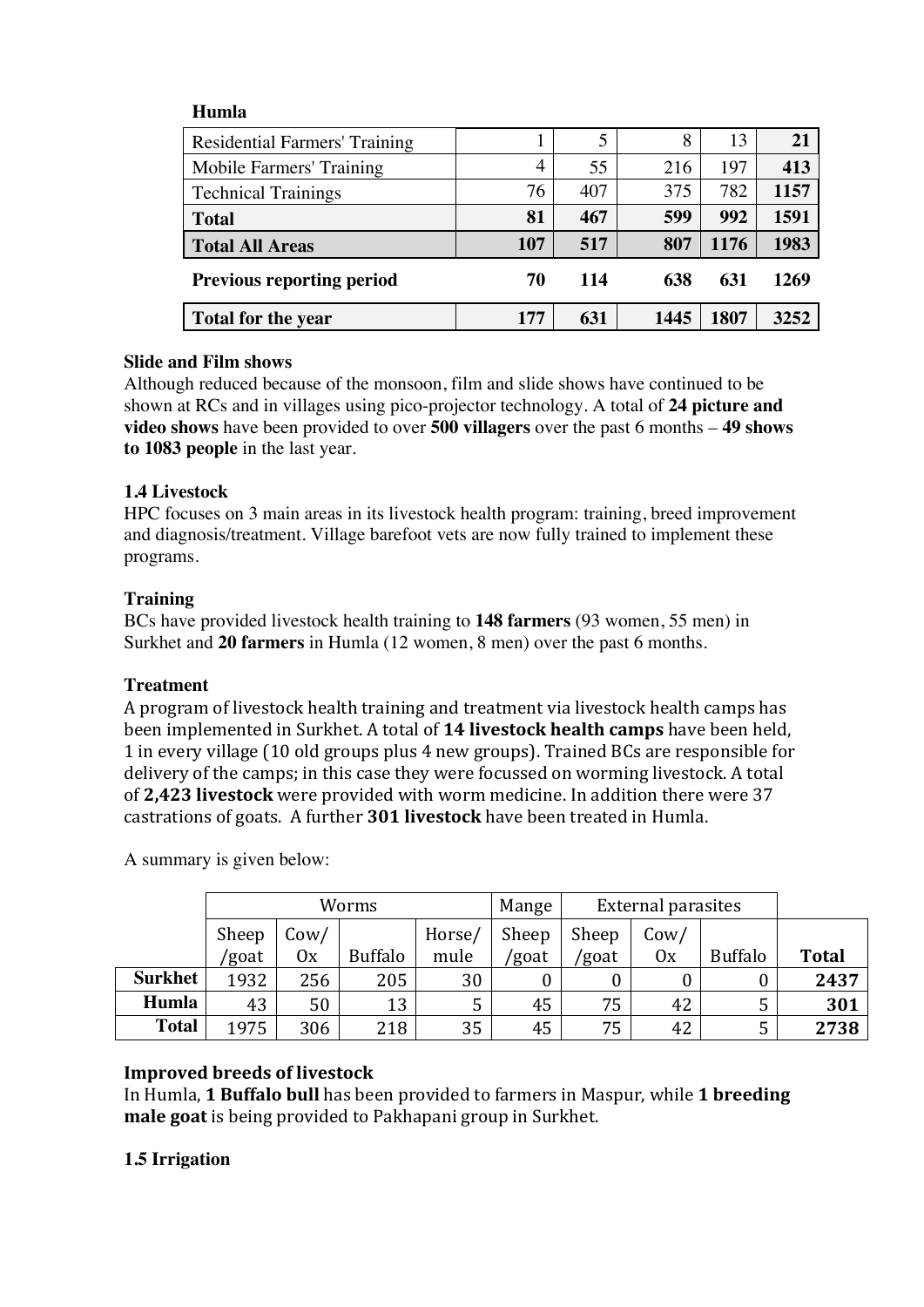**Humla**

| | | | | | |
|---|---|---|---|---|---|
| Residential Farmers' Training | 1 | 5 | 8 | 13 | **21** |
| Mobile Farmers' Training | 4 | 55 | 216 | 197 | **413** |
| Technical Trainings | 76 | 407 | 375 | 782 | **1157** |
| **Total** | **81** | **467** | **599** | **992** | **1591** |
| **Total All Areas** | **107** | **517** | **807** | **1176** | **1983** |
| **Previous reporting period** | **70** | **114** | **638** | **631** | **1269** |
| **Total for the year** | **177** | **631** | **1445** | **1807** | **3252** |

**Slide and Film shows**

Although reduced because of the monsoon, film and slide shows have continued to be shown at RCs and in villages using pico-projector technology. A total of **24 picture and video shows** have been provided to over **500 villagers** over the past 6 months – **49 shows to 1083 people** in the last year.

**1.4 Livestock**

HPC focuses on 3 main areas in its livestock health program: training, breed improvement and diagnosis/treatment. Village barefoot vets are now fully trained to implement these programs.

**Training**

BCs have provided livestock health training to **148 farmers** (93 women, 55 men) in Surkhet and **20 farmers** in Humla (12 women, 8 men) over the past 6 months.

**Treatment**

A program of livestock health training and treatment via livestock health camps has been implemented in Surkhet. A total of **14 livestock health camps** have been held, 1 in every village (10 old groups plus 4 new groups). Trained BCs are responsible for delivery of the camps; in this case they were focussed on worming livestock. A total of **2,423 livestock** were provided with worm medicine. In addition there were 37 castrations of goats. A further **301 livestock** have been treated in Humla.

A summary is given below:

| | Worms | | | | Mange | External parasites | | | |
|---|---|---|---|---|---|---|---|---|---|
| | Sheep /goat | Cow/ Ox | Buffalo | Horse/ mule | Sheep /goat | Sheep /goat | Cow/ Ox | Buffalo | **Total** |
| **Surkhet** | 1932 | 256 | 205 | 30 | 0 | 0 | 0 | 0 | **2437** |
| **Humla** | 43 | 50 | 13 | 5 | 45 | 75 | 42 | 5 | **301** |
| **Total** | 1975 | 306 | 218 | 35 | 45 | 75 | 42 | 5 | **2738** |

**Improved breeds of livestock**

In Humla, **1 Buffalo bull** has been provided to farmers in Maspur, while **1 breeding male goat** is being provided to Pakhapani group in Surkhet.

**1.5 Irrigation**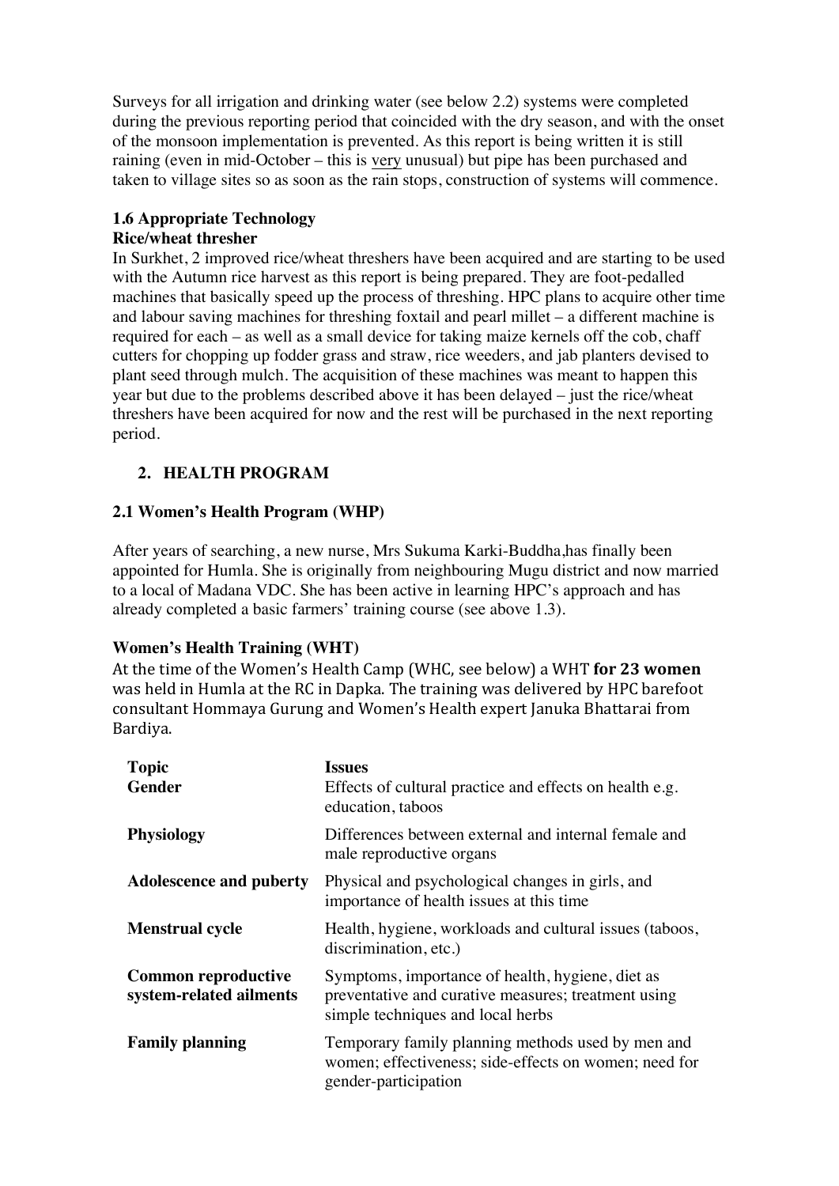Surveys for all irrigation and drinking water (see below 2.2) systems were completed during the previous reporting period that coincided with the dry season, and with the onset of the monsoon implementation is prevented. As this report is being written it is still raining (even in mid-October – this is very unusual) but pipe has been purchased and taken to village sites so as soon as the rain stops, construction of systems will commence.

### 1.6 Appropriate Technology

**Rice/wheat thresher**

In Surkhet, 2 improved rice/wheat threshers have been acquired and are starting to be used with the Autumn rice harvest as this report is being prepared. They are foot-pedalled machines that basically speed up the process of threshing. HPC plans to acquire other time and labour saving machines for threshing foxtail and pearl millet – a different machine is required for each – as well as a small device for taking maize kernels off the cob, chaff cutters for chopping up fodder grass and straw, rice weeders, and jab planters devised to plant seed through mulch. The acquisition of these machines was meant to happen this year but due to the problems described above it has been delayed – just the rice/wheat threshers have been acquired for now and the rest will be purchased in the next reporting period.

## 2. HEALTH PROGRAM

### 2.1 Women's Health Program (WHP)

After years of searching, a new nurse, Mrs Sukuma Karki-Buddha,has finally been appointed for Humla. She is originally from neighbouring Mugu district and now married to a local of Madana VDC. She has been active in learning HPC's approach and has already completed a basic farmers' training course (see above 1.3).

**Women's Health Training (WHT)**

At the time of the Women's Health Camp (WHC, see below) a WHT **for 23 women** was held in Humla at the RC in Dapka. The training was delivered by HPC barefoot consultant Hommaya Gurung and Women's Health expert Januka Bhattarai from Bardiya.

| Topic | Issues |
|---|---|
| **Gender** | Effects of cultural practice and effects on health e.g. education, taboos |
| **Physiology** | Differences between external and internal female and male reproductive organs |
| **Adolescence and puberty** | Physical and psychological changes in girls, and importance of health issues at this time |
| **Menstrual cycle** | Health, hygiene, workloads and cultural issues (taboos, discrimination, etc.) |
| **Common reproductive system-related ailments** | Symptoms, importance of health, hygiene, diet as preventative and curative measures; treatment using simple techniques and local herbs |
| **Family planning** | Temporary family planning methods used by men and women; effectiveness; side-effects on women; need for gender-participation |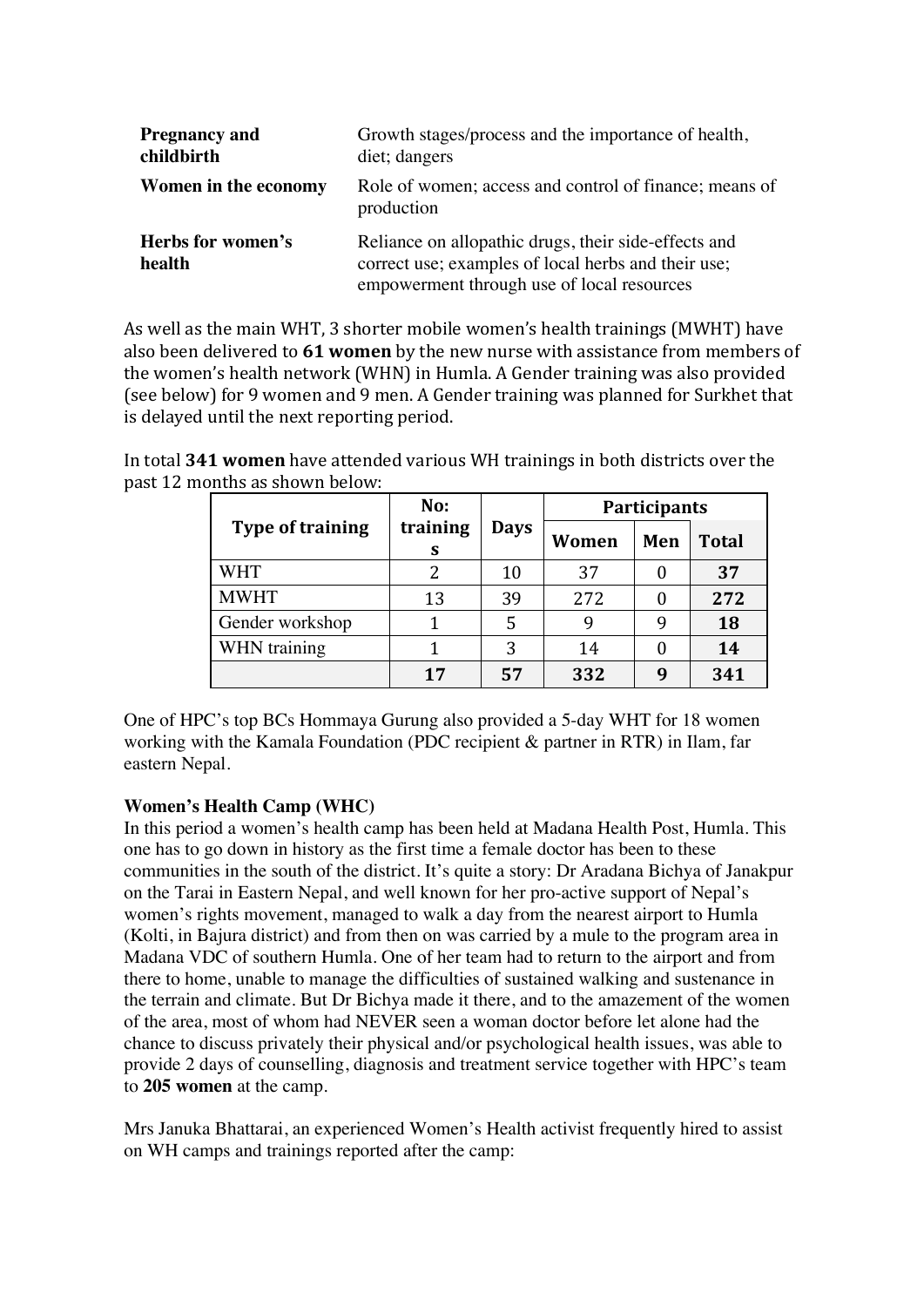| | |
|---|---|
| **Pregnancy and childbirth** | Growth stages/process and the importance of health, diet; dangers |
| **Women in the economy** | Role of women; access and control of finance; means of production |
| **Herbs for women's health** | Reliance on allopathic drugs, their side-effects and correct use; examples of local herbs and their use; empowerment through use of local resources |

As well as the main WHT, 3 shorter mobile women's health trainings (MWHT) have also been delivered to **61 women** by the new nurse with assistance from members of the women's health network (WHN) in Humla. A Gender training was also provided (see below) for 9 women and 9 men. A Gender training was planned for Surkhet that is delayed until the next reporting period.

In total **341 women** have attended various WH trainings in both districts over the past 12 months as shown below:

| Type of training | No: trainings | Days | Participants | | |
|---|---|---|---|---|---|
| | | | Women | Men | Total |
| WHT | 2 | 10 | 37 | 0 | **37** |
| MWHT | 13 | 39 | 272 | 0 | **272** |
| Gender workshop | 1 | 5 | 9 | 9 | **18** |
| WHN training | 1 | 3 | 14 | 0 | **14** |
| | **17** | **57** | **332** | **9** | **341** |

One of HPC's top BCs Hommaya Gurung also provided a 5-day WHT for 18 women working with the Kamala Foundation (PDC recipient & partner in RTR) in Ilam, far eastern Nepal.

**Women's Health Camp (WHC)**

In this period a women's health camp has been held at Madana Health Post, Humla. This one has to go down in history as the first time a female doctor has been to these communities in the south of the district. It's quite a story: Dr Aradana Bichya of Janakpur on the Tarai in Eastern Nepal, and well known for her pro-active support of Nepal's women's rights movement, managed to walk a day from the nearest airport to Humla (Kolti, in Bajura district) and from then on was carried by a mule to the program area in Madana VDC of southern Humla. One of her team had to return to the airport and from there to home, unable to manage the difficulties of sustained walking and sustenance in the terrain and climate. But Dr Bichya made it there, and to the amazement of the women of the area, most of whom had NEVER seen a woman doctor before let alone had the chance to discuss privately their physical and/or psychological health issues, was able to provide 2 days of counselling, diagnosis and treatment service together with HPC's team to **205 women** at the camp.

Mrs Januka Bhattarai, an experienced Women's Health activist frequently hired to assist on WH camps and trainings reported after the camp: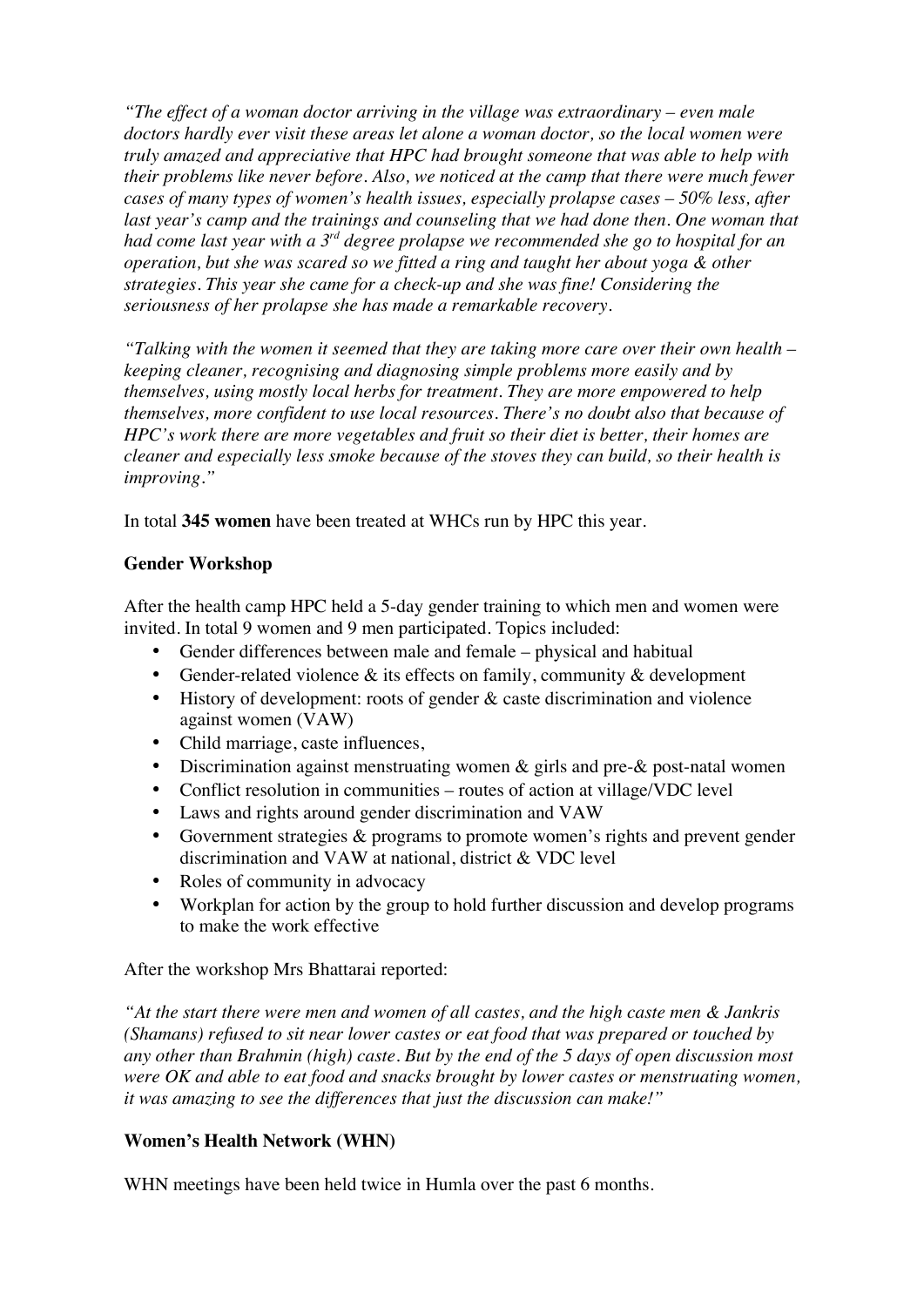*"The effect of a woman doctor arriving in the village was extraordinary – even male doctors hardly ever visit these areas let alone a woman doctor, so the local women were truly amazed and appreciative that HPC had brought someone that was able to help with their problems like never before. Also, we noticed at the camp that there were much fewer cases of many types of women's health issues, especially prolapse cases – 50% less, after last year's camp and the trainings and counseling that we had done then. One woman that had come last year with a 3rd degree prolapse we recommended she go to hospital for an operation, but she was scared so we fitted a ring and taught her about yoga & other strategies. This year she came for a check-up and she was fine! Considering the seriousness of her prolapse she has made a remarkable recovery.*

*"Talking with the women it seemed that they are taking more care over their own health – keeping cleaner, recognising and diagnosing simple problems more easily and by themselves, using mostly local herbs for treatment. They are more empowered to help themselves, more confident to use local resources. There's no doubt also that because of HPC's work there are more vegetables and fruit so their diet is better, their homes are cleaner and especially less smoke because of the stoves they can build, so their health is improving."*

In total **345 women** have been treated at WHCs run by HPC this year.

**Gender Workshop**

After the health camp HPC held a 5-day gender training to which men and women were invited. In total 9 women and 9 men participated. Topics included:

- Gender differences between male and female – physical and habitual
- Gender-related violence & its effects on family, community & development
- History of development: roots of gender & caste discrimination and violence against women (VAW)
- Child marriage, caste influences,
- Discrimination against menstruating women & girls and pre-& post-natal women
- Conflict resolution in communities – routes of action at village/VDC level
- Laws and rights around gender discrimination and VAW
- Government strategies & programs to promote women's rights and prevent gender discrimination and VAW at national, district & VDC level
- Roles of community in advocacy
- Workplan for action by the group to hold further discussion and develop programs to make the work effective

After the workshop Mrs Bhattarai reported:

*"At the start there were men and women of all castes, and the high caste men & Jankris (Shamans) refused to sit near lower castes or eat food that was prepared or touched by any other than Brahmin (high) caste. But by the end of the 5 days of open discussion most were OK and able to eat food and snacks brought by lower castes or menstruating women, it was amazing to see the differences that just the discussion can make!"*

**Women's Health Network (WHN)**

WHN meetings have been held twice in Humla over the past 6 months.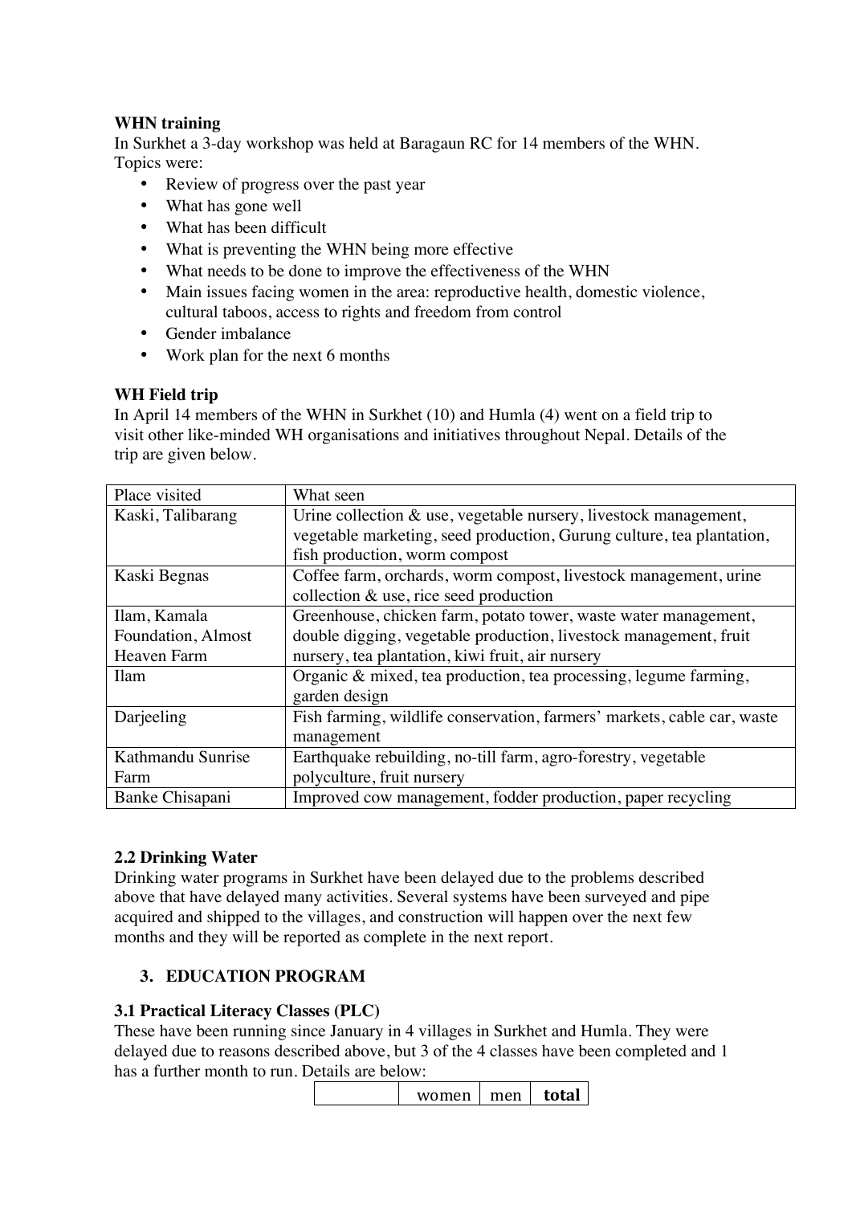**WHN training**

In Surkhet a 3-day workshop was held at Baragaun RC for 14 members of the WHN. Topics were:

- Review of progress over the past year
- What has gone well
- What has been difficult
- What is preventing the WHN being more effective
- What needs to be done to improve the effectiveness of the WHN
- Main issues facing women in the area: reproductive health, domestic violence, cultural taboos, access to rights and freedom from control
- Gender imbalance
- Work plan for the next 6 months

**WH Field trip**

In April 14 members of the WHN in Surkhet (10) and Humla (4) went on a field trip to visit other like-minded WH organisations and initiatives throughout Nepal. Details of the trip are given below.

| Place visited | What seen |
|---|---|
| Kaski, Talibarang | Urine collection & use, vegetable nursery, livestock management, vegetable marketing, seed production, Gurung culture, tea plantation, fish production, worm compost |
| Kaski Begnas | Coffee farm, orchards, worm compost, livestock management, urine collection & use, rice seed production |
| Ilam, Kamala Foundation, Almost Heaven Farm | Greenhouse, chicken farm, potato tower, waste water management, double digging, vegetable production, livestock management, fruit nursery, tea plantation, kiwi fruit, air nursery |
| Ilam | Organic & mixed, tea production, tea processing, legume farming, garden design |
| Darjeeling | Fish farming, wildlife conservation, farmers' markets, cable car, waste management |
| Kathmandu Sunrise Farm | Earthquake rebuilding, no-till farm, agro-forestry, vegetable polyculture, fruit nursery |
| Banke Chisapani | Improved cow management, fodder production, paper recycling |

### 2.2 Drinking Water

Drinking water programs in Surkhet have been delayed due to the problems described above that have delayed many activities. Several systems have been surveyed and pipe acquired and shipped to the villages, and construction will happen over the next few months and they will be reported as complete in the next report.

## 3. EDUCATION PROGRAM

### 3.1 Practical Literacy Classes (PLC)

These have been running since January in 4 villages in Surkhet and Humla. They were delayed due to reasons described above, but 3 of the 4 classes have been completed and 1 has a further month to run. Details are below:

| | women | men | **total** |
|---|---|---|---|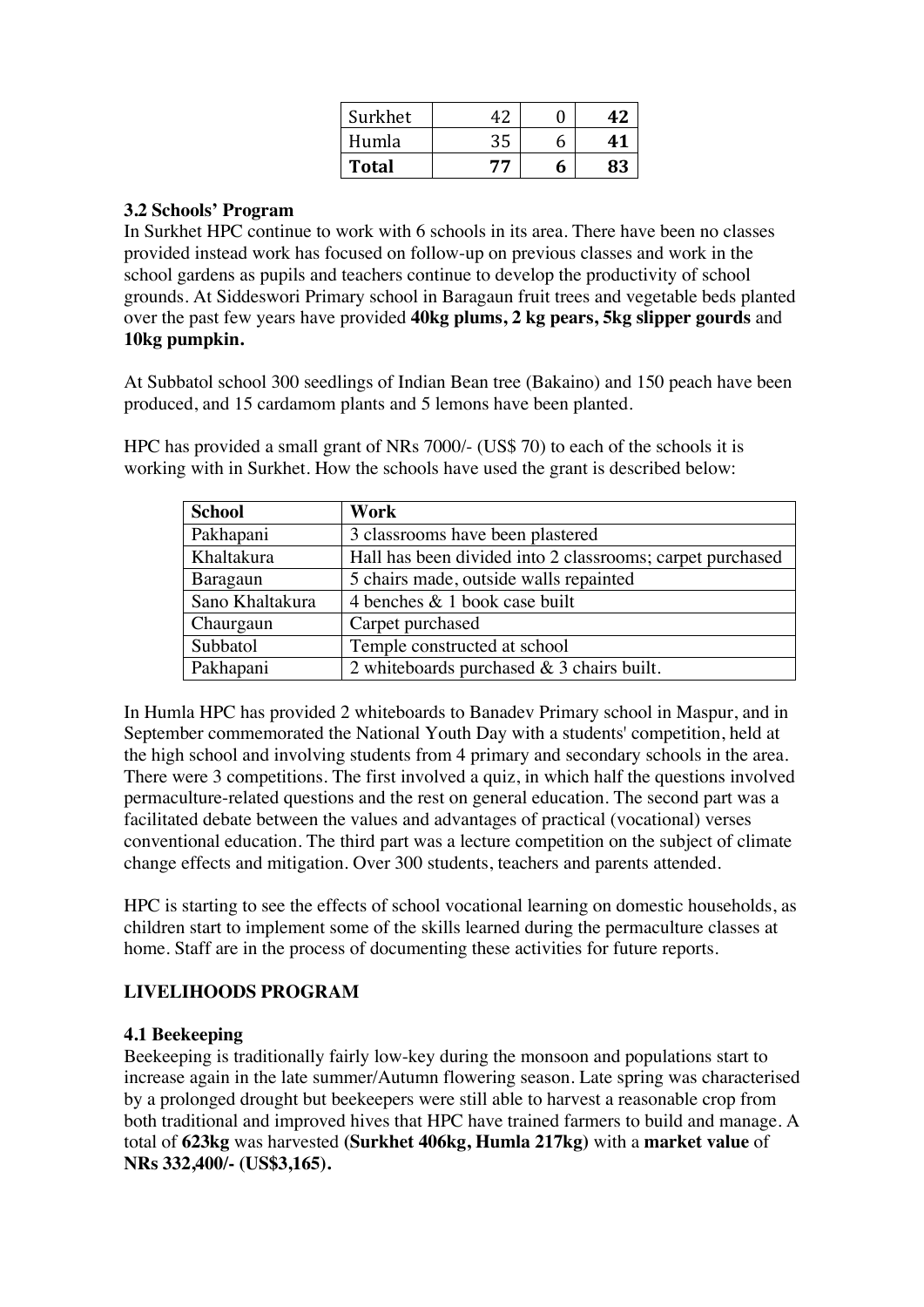| Surkhet | 42 | 0 | **42** |
|---|---|---|---|
| Humla | 35 | 6 | **41** |
| **Total** | **77** | **6** | **83** |

### 3.2 Schools' Program

In Surkhet HPC continue to work with 6 schools in its area. There have been no classes provided instead work has focused on follow-up on previous classes and work in the school gardens as pupils and teachers continue to develop the productivity of school grounds. At Siddeswori Primary school in Baragaun fruit trees and vegetable beds planted over the past few years have provided **40kg plums, 2 kg pears, 5kg slipper gourds** and **10kg pumpkin.**

At Subbatol school 300 seedlings of Indian Bean tree (Bakaino) and 150 peach have been produced, and 15 cardamom plants and 5 lemons have been planted.

HPC has provided a small grant of NRs 7000/- (US$ 70) to each of the schools it is working with in Surkhet. How the schools have used the grant is described below:

| School | Work |
|---|---|
| Pakhapani | 3 classrooms have been plastered |
| Khaltakura | Hall has been divided into 2 classrooms; carpet purchased |
| Baragaun | 5 chairs made, outside walls repainted |
| Sano Khaltakura | 4 benches & 1 book case built |
| Chaurgaun | Carpet purchased |
| Subbatol | Temple constructed at school |
| Pakhapani | 2 whiteboards purchased & 3 chairs built. |

In Humla HPC has provided 2 whiteboards to Banadev Primary school in Maspur, and in September commemorated the National Youth Day with a students' competition, held at the high school and involving students from 4 primary and secondary schools in the area. There were 3 competitions. The first involved a quiz, in which half the questions involved permaculture-related questions and the rest on general education. The second part was a facilitated debate between the values and advantages of practical (vocational) verses conventional education. The third part was a lecture competition on the subject of climate change effects and mitigation. Over 300 students, teachers and parents attended.

HPC is starting to see the effects of school vocational learning on domestic households, as children start to implement some of the skills learned during the permaculture classes at home. Staff are in the process of documenting these activities for future reports.

## LIVELIHOODS PROGRAM

### 4.1 Beekeeping

Beekeeping is traditionally fairly low-key during the monsoon and populations start to increase again in the late summer/Autumn flowering season. Late spring was characterised by a prolonged drought but beekeepers were still able to harvest a reasonable crop from both traditional and improved hives that HPC have trained farmers to build and manage. A total of **623kg** was harvested **(Surkhet 406kg, Humla 217kg)** with a **market value** of **NRs 332,400/- (US$3,165).**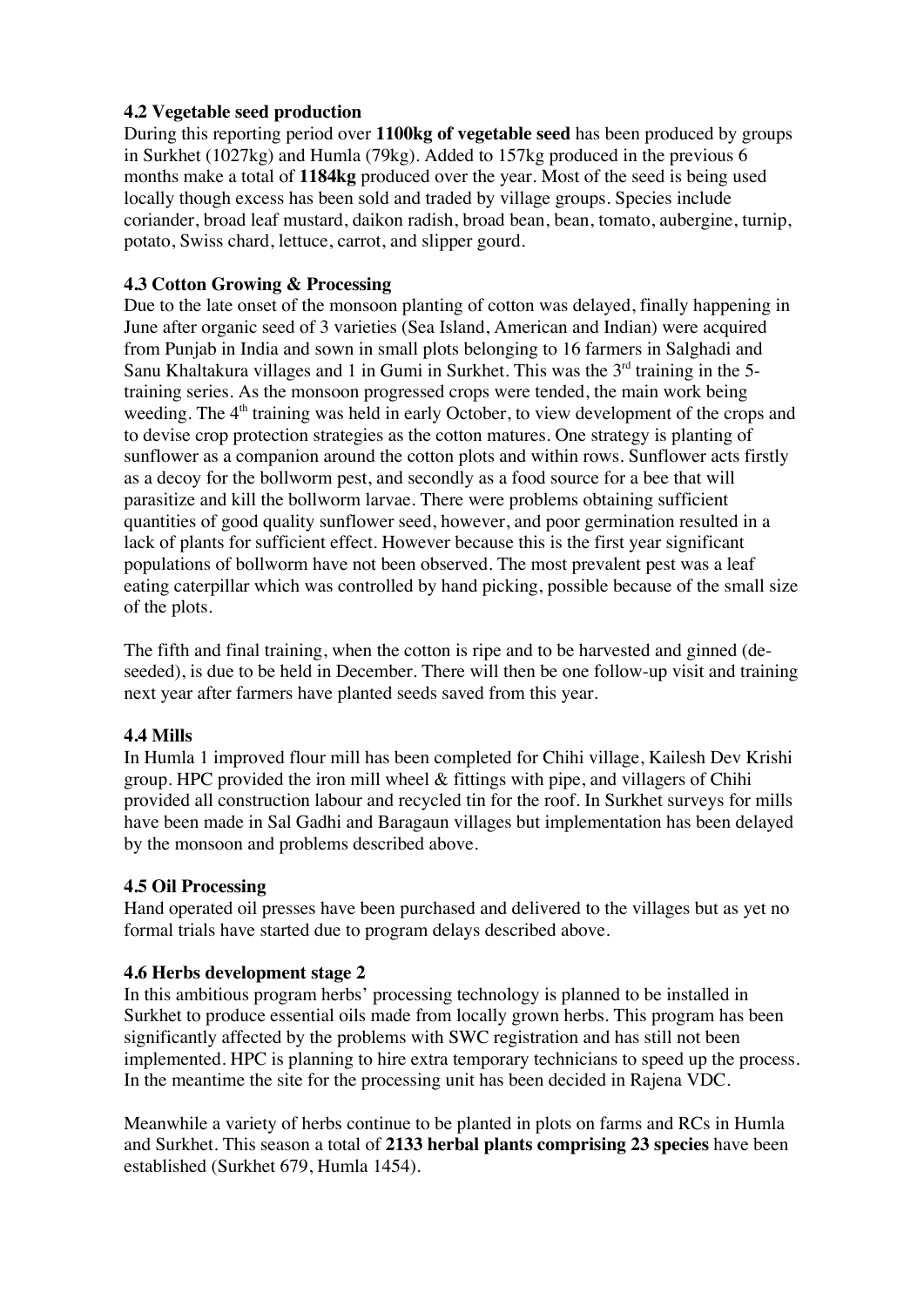### 4.2 Vegetable seed production

During this reporting period over **1100kg of vegetable seed** has been produced by groups in Surkhet (1027kg) and Humla (79kg). Added to 157kg produced in the previous 6 months make a total of **1184kg** produced over the year. Most of the seed is being used locally though excess has been sold and traded by village groups. Species include coriander, broad leaf mustard, daikon radish, broad bean, bean, tomato, aubergine, turnip, potato, Swiss chard, lettuce, carrot, and slipper gourd.

### 4.3 Cotton Growing & Processing

Due to the late onset of the monsoon planting of cotton was delayed, finally happening in June after organic seed of 3 varieties (Sea Island, American and Indian) were acquired from Punjab in India and sown in small plots belonging to 16 farmers in Salghadi and Sanu Khaltakura villages and 1 in Gumi in Surkhet. This was the 3rd training in the 5-training series. As the monsoon progressed crops were tended, the main work being weeding. The 4th training was held in early October, to view development of the crops and to devise crop protection strategies as the cotton matures. One strategy is planting of sunflower as a companion around the cotton plots and within rows. Sunflower acts firstly as a decoy for the bollworm pest, and secondly as a food source for a bee that will parasitize and kill the bollworm larvae. There were problems obtaining sufficient quantities of good quality sunflower seed, however, and poor germination resulted in a lack of plants for sufficient effect. However because this is the first year significant populations of bollworm have not been observed. The most prevalent pest was a leaf eating caterpillar which was controlled by hand picking, possible because of the small size of the plots.

The fifth and final training, when the cotton is ripe and to be harvested and ginned (de-seeded), is due to be held in December. There will then be one follow-up visit and training next year after farmers have planted seeds saved from this year.

### 4.4 Mills

In Humla 1 improved flour mill has been completed for Chihi village, Kailesh Dev Krishi group. HPC provided the iron mill wheel & fittings with pipe, and villagers of Chihi provided all construction labour and recycled tin for the roof. In Surkhet surveys for mills have been made in Sal Gadhi and Baragaun villages but implementation has been delayed by the monsoon and problems described above.

### 4.5 Oil Processing

Hand operated oil presses have been purchased and delivered to the villages but as yet no formal trials have started due to program delays described above.

### 4.6 Herbs development stage 2

In this ambitious program herbs' processing technology is planned to be installed in Surkhet to produce essential oils made from locally grown herbs. This program has been significantly affected by the problems with SWC registration and has still not been implemented. HPC is planning to hire extra temporary technicians to speed up the process. In the meantime the site for the processing unit has been decided in Rajena VDC.

Meanwhile a variety of herbs continue to be planted in plots on farms and RCs in Humla and Surkhet. This season a total of **2133 herbal plants comprising 23 species** have been established (Surkhet 679, Humla 1454).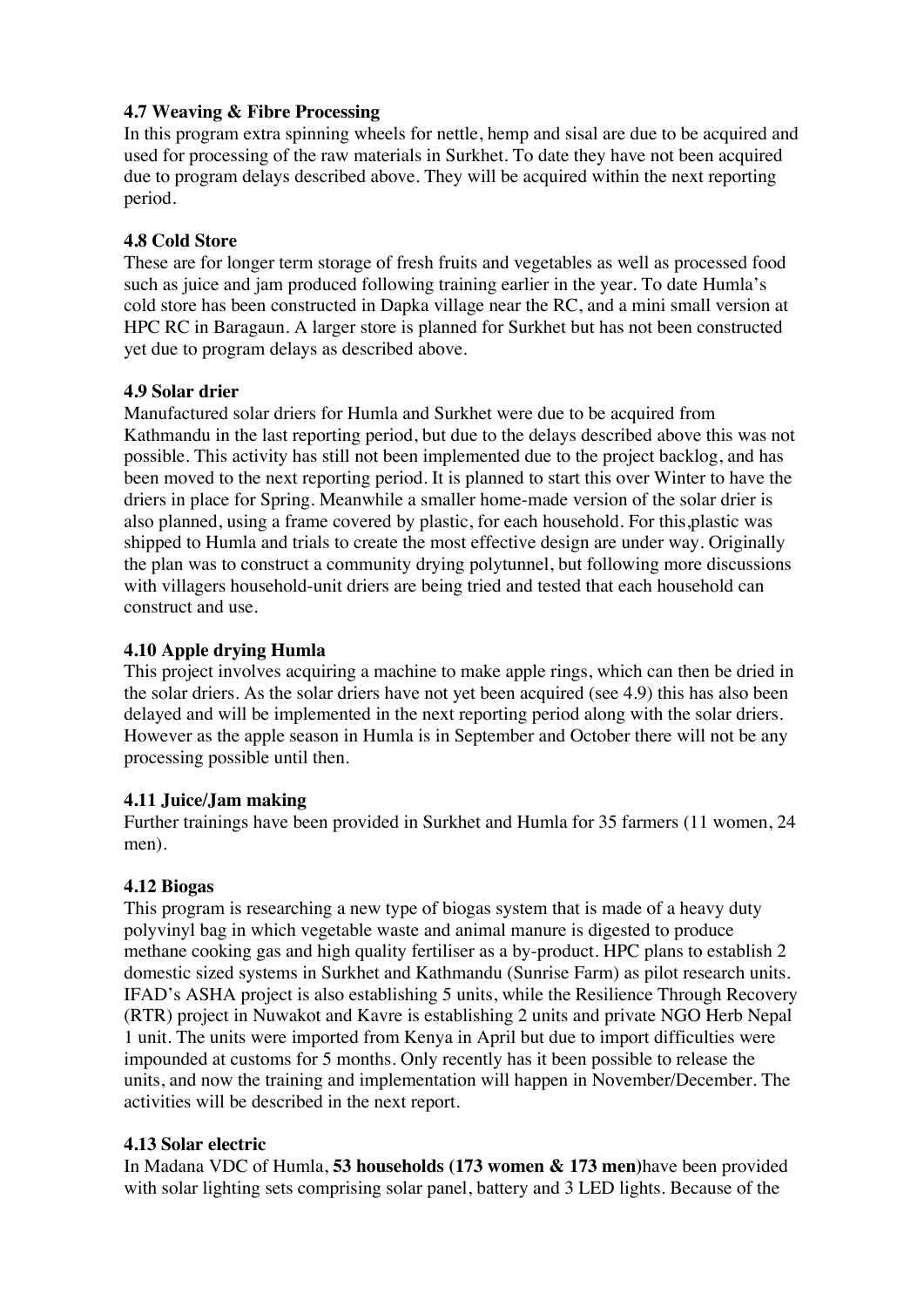### 4.7 Weaving & Fibre Processing

In this program extra spinning wheels for nettle, hemp and sisal are due to be acquired and used for processing of the raw materials in Surkhet. To date they have not been acquired due to program delays described above. They will be acquired within the next reporting period.

### 4.8 Cold Store

These are for longer term storage of fresh fruits and vegetables as well as processed food such as juice and jam produced following training earlier in the year. To date Humla's cold store has been constructed in Dapka village near the RC, and a mini small version at HPC RC in Baragaun. A larger store is planned for Surkhet but has not been constructed yet due to program delays as described above.

### 4.9 Solar drier

Manufactured solar driers for Humla and Surkhet were due to be acquired from Kathmandu in the last reporting period, but due to the delays described above this was not possible. This activity has still not been implemented due to the project backlog, and has been moved to the next reporting period. It is planned to start this over Winter to have the driers in place for Spring. Meanwhile a smaller home-made version of the solar drier is also planned, using a frame covered by plastic, for each household. For this,plastic was shipped to Humla and trials to create the most effective design are under way. Originally the plan was to construct a community drying polytunnel, but following more discussions with villagers household-unit driers are being tried and tested that each household can construct and use.

### 4.10 Apple drying Humla

This project involves acquiring a machine to make apple rings, which can then be dried in the solar driers. As the solar driers have not yet been acquired (see 4.9) this has also been delayed and will be implemented in the next reporting period along with the solar driers. However as the apple season in Humla is in September and October there will not be any processing possible until then.

### 4.11 Juice/Jam making

Further trainings have been provided in Surkhet and Humla for 35 farmers (11 women, 24 men).

### 4.12 Biogas

This program is researching a new type of biogas system that is made of a heavy duty polyvinyl bag in which vegetable waste and animal manure is digested to produce methane cooking gas and high quality fertiliser as a by-product. HPC plans to establish 2 domestic sized systems in Surkhet and Kathmandu (Sunrise Farm) as pilot research units. IFAD's ASHA project is also establishing 5 units, while the Resilience Through Recovery (RTR) project in Nuwakot and Kavre is establishing 2 units and private NGO Herb Nepal 1 unit. The units were imported from Kenya in April but due to import difficulties were impounded at customs for 5 months. Only recently has it been possible to release the units, and now the training and implementation will happen in November/December. The activities will be described in the next report.

### 4.13 Solar electric

In Madana VDC of Humla, **53 households (173 women & 173 men)**have been provided with solar lighting sets comprising solar panel, battery and 3 LED lights. Because of the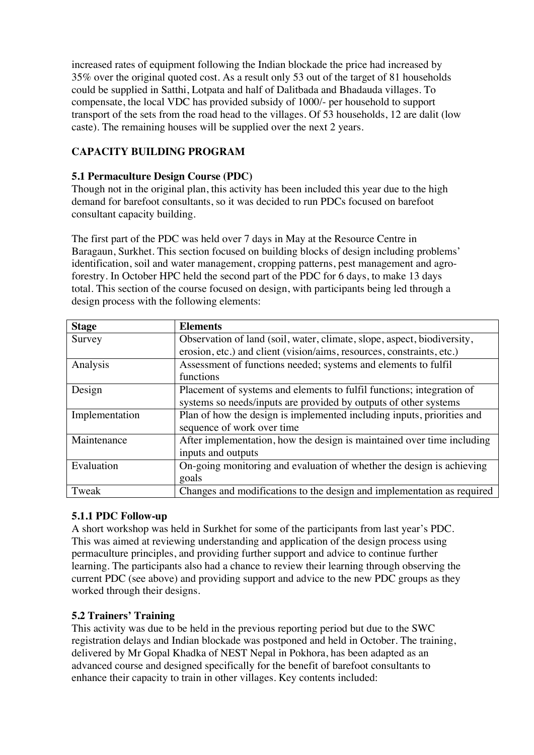increased rates of equipment following the Indian blockade the price had increased by 35% over the original quoted cost. As a result only 53 out of the target of 81 households could be supplied in Satthi, Lotpata and half of Dalitbada and Bhadauda villages. To compensate, the local VDC has provided subsidy of 1000/- per household to support transport of the sets from the road head to the villages. Of 53 households, 12 are dalit (low caste). The remaining houses will be supplied over the next 2 years.

## CAPACITY BUILDING PROGRAM

### 5.1 Permaculture Design Course (PDC)

Though not in the original plan, this activity has been included this year due to the high demand for barefoot consultants, so it was decided to run PDCs focused on barefoot consultant capacity building.

The first part of the PDC was held over 7 days in May at the Resource Centre in Baragaun, Surkhet. This section focused on building blocks of design including problems' identification, soil and water management, cropping patterns, pest management and agro-forestry. In October HPC held the second part of the PDC for 6 days, to make 13 days total. This section of the course focused on design, with participants being led through a design process with the following elements:

| Stage | Elements |
|---|---|
| Survey | Observation of land (soil, water, climate, slope, aspect, biodiversity, erosion, etc.) and client (vision/aims, resources, constraints, etc.) |
| Analysis | Assessment of functions needed; systems and elements to fulfil functions |
| Design | Placement of systems and elements to fulfil functions; integration of systems so needs/inputs are provided by outputs of other systems |
| Implementation | Plan of how the design is implemented including inputs, priorities and sequence of work over time |
| Maintenance | After implementation, how the design is maintained over time including inputs and outputs |
| Evaluation | On-going monitoring and evaluation of whether the design is achieving goals |
| Tweak | Changes and modifications to the design and implementation as required |

#### 5.1.1 PDC Follow-up

A short workshop was held in Surkhet for some of the participants from last year's PDC. This was aimed at reviewing understanding and application of the design process using permaculture principles, and providing further support and advice to continue further learning. The participants also had a chance to review their learning through observing the current PDC (see above) and providing support and advice to the new PDC groups as they worked through their designs.

### 5.2 Trainers' Training

This activity was due to be held in the previous reporting period but due to the SWC registration delays and Indian blockade was postponed and held in October. The training, delivered by Mr Gopal Khadka of NEST Nepal in Pokhora, has been adapted as an advanced course and designed specifically for the benefit of barefoot consultants to enhance their capacity to train in other villages. Key contents included: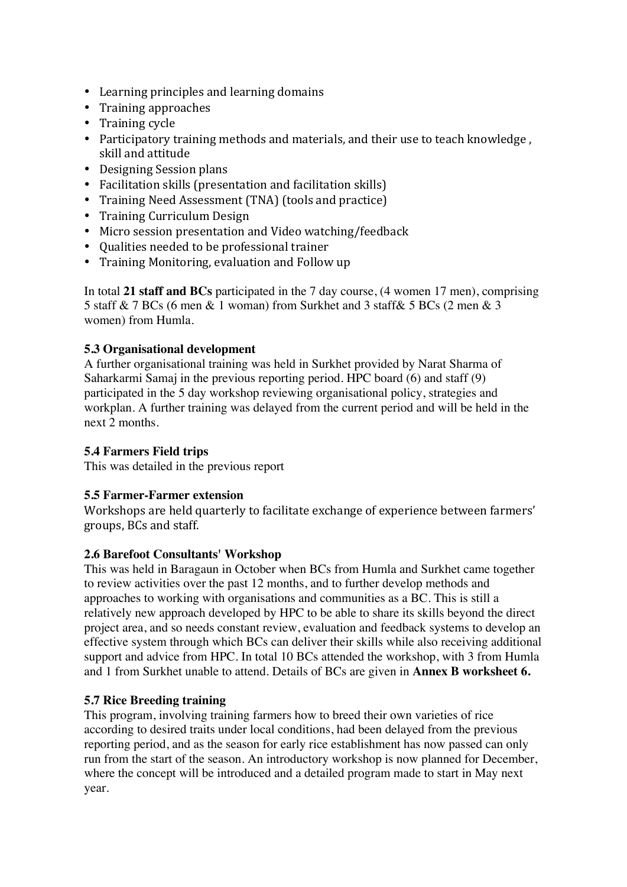- Learning principles and learning domains
- Training approaches
- Training cycle
- Participatory training methods and materials, and their use to teach knowledge , skill and attitude
- Designing Session plans
- Facilitation skills (presentation and facilitation skills)
- Training Need Assessment (TNA) (tools and practice)
- Training Curriculum Design
- Micro session presentation and Video watching/feedback
- Qualities needed to be professional trainer
- Training Monitoring, evaluation and Follow up

In total **21 staff and BCs** participated in the 7 day course, (4 women 17 men), comprising 5 staff & 7 BCs (6 men & 1 woman) from Surkhet and 3 staff& 5 BCs (2 men & 3 women) from Humla.

**5.3 Organisational development**

A further organisational training was held in Surkhet provided by Narat Sharma of Saharkarmi Samaj in the previous reporting period. HPC board (6) and staff (9) participated in the 5 day workshop reviewing organisational policy, strategies and workplan. A further training was delayed from the current period and will be held in the next 2 months.

**5.4 Farmers Field trips**

This was detailed in the previous report

**5.5 Farmer-Farmer extension**

Workshops are held quarterly to facilitate exchange of experience between farmers' groups, BCs and staff.

**2.6 Barefoot Consultants' Workshop**

This was held in Baragaun in October when BCs from Humla and Surkhet came together to review activities over the past 12 months, and to further develop methods and approaches to working with organisations and communities as a BC. This is still a relatively new approach developed by HPC to be able to share its skills beyond the direct project area, and so needs constant review, evaluation and feedback systems to develop an effective system through which BCs can deliver their skills while also receiving additional support and advice from HPC. In total 10 BCs attended the workshop, with 3 from Humla and 1 from Surkhet unable to attend. Details of BCs are given in **Annex B worksheet 6.**

**5.7 Rice Breeding training**

This program, involving training farmers how to breed their own varieties of rice according to desired traits under local conditions, had been delayed from the previous reporting period, and as the season for early rice establishment has now passed can only run from the start of the season. An introductory workshop is now planned for December, where the concept will be introduced and a detailed program made to start in May next year.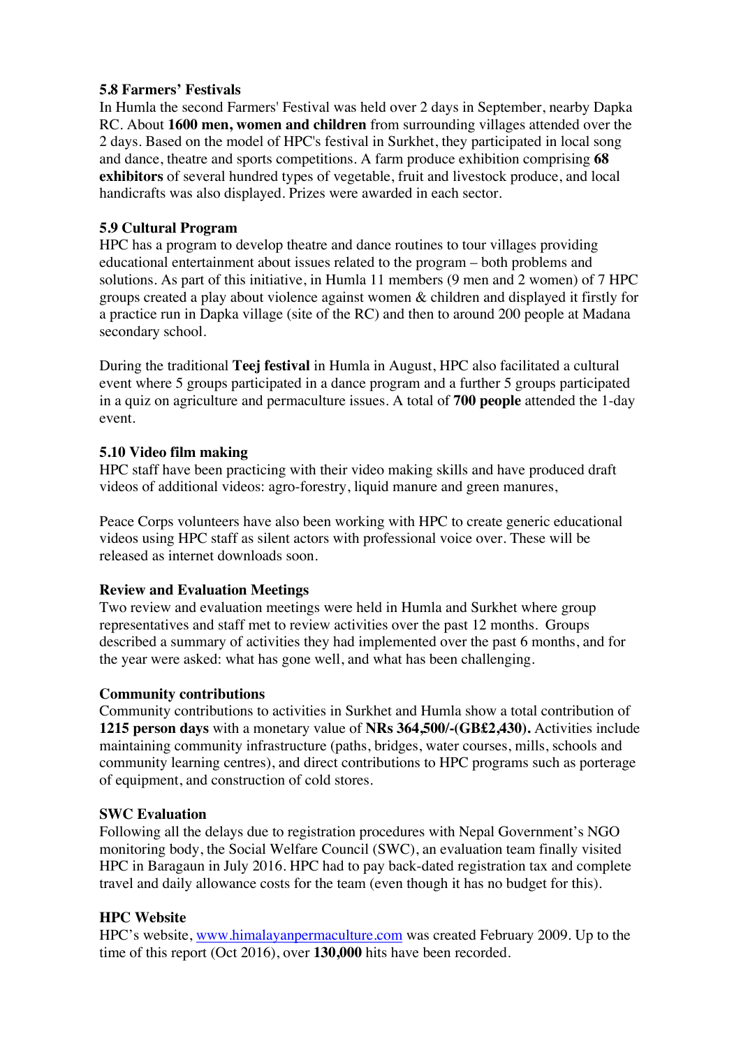### 5.8 Farmers' Festivals

In Humla the second Farmers' Festival was held over 2 days in September, nearby Dapka RC. About **1600 men, women and children** from surrounding villages attended over the 2 days. Based on the model of HPC's festival in Surkhet, they participated in local song and dance, theatre and sports competitions. A farm produce exhibition comprising **68 exhibitors** of several hundred types of vegetable, fruit and livestock produce, and local handicrafts was also displayed. Prizes were awarded in each sector.

### 5.9 Cultural Program

HPC has a program to develop theatre and dance routines to tour villages providing educational entertainment about issues related to the program – both problems and solutions. As part of this initiative, in Humla 11 members (9 men and 2 women) of 7 HPC groups created a play about violence against women & children and displayed it firstly for a practice run in Dapka village (site of the RC) and then to around 200 people at Madana secondary school.

During the traditional **Teej festival** in Humla in August, HPC also facilitated a cultural event where 5 groups participated in a dance program and a further 5 groups participated in a quiz on agriculture and permaculture issues. A total of **700 people** attended the 1-day event.

### 5.10 Video film making

HPC staff have been practicing with their video making skills and have produced draft videos of additional videos: agro-forestry, liquid manure and green manures,

Peace Corps volunteers have also been working with HPC to create generic educational videos using HPC staff as silent actors with professional voice over. These will be released as internet downloads soon.

### Review and Evaluation Meetings

Two review and evaluation meetings were held in Humla and Surkhet where group representatives and staff met to review activities over the past 12 months. Groups described a summary of activities they had implemented over the past 6 months, and for the year were asked: what has gone well, and what has been challenging.

### Community contributions

Community contributions to activities in Surkhet and Humla show a total contribution of **1215 person days** with a monetary value of **NRs 364,500/-(GB£2,430).** Activities include maintaining community infrastructure (paths, bridges, water courses, mills, schools and community learning centres), and direct contributions to HPC programs such as porterage of equipment, and construction of cold stores.

### SWC Evaluation

Following all the delays due to registration procedures with Nepal Government's NGO monitoring body, the Social Welfare Council (SWC), an evaluation team finally visited HPC in Baragaun in July 2016. HPC had to pay back-dated registration tax and complete travel and daily allowance costs for the team (even though it has no budget for this).

### HPC Website

HPC's website, [www.himalayanpermaculture.com](http://www.himalayanpermaculture.com) was created February 2009. Up to the time of this report (Oct 2016), over **130,000** hits have been recorded.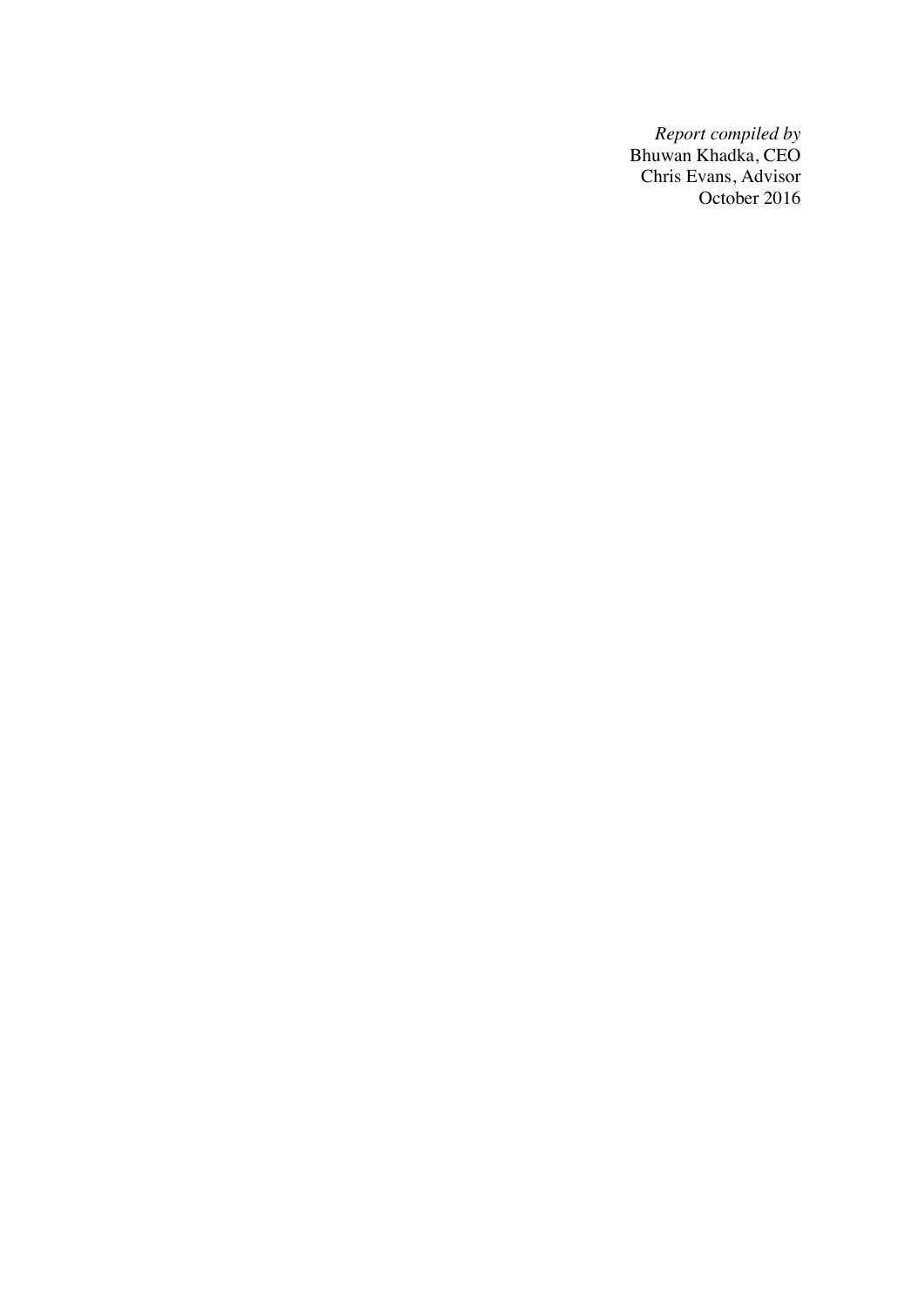*Report compiled by*
Bhuwan Khadka, CEO
Chris Evans, Advisor
October 2016